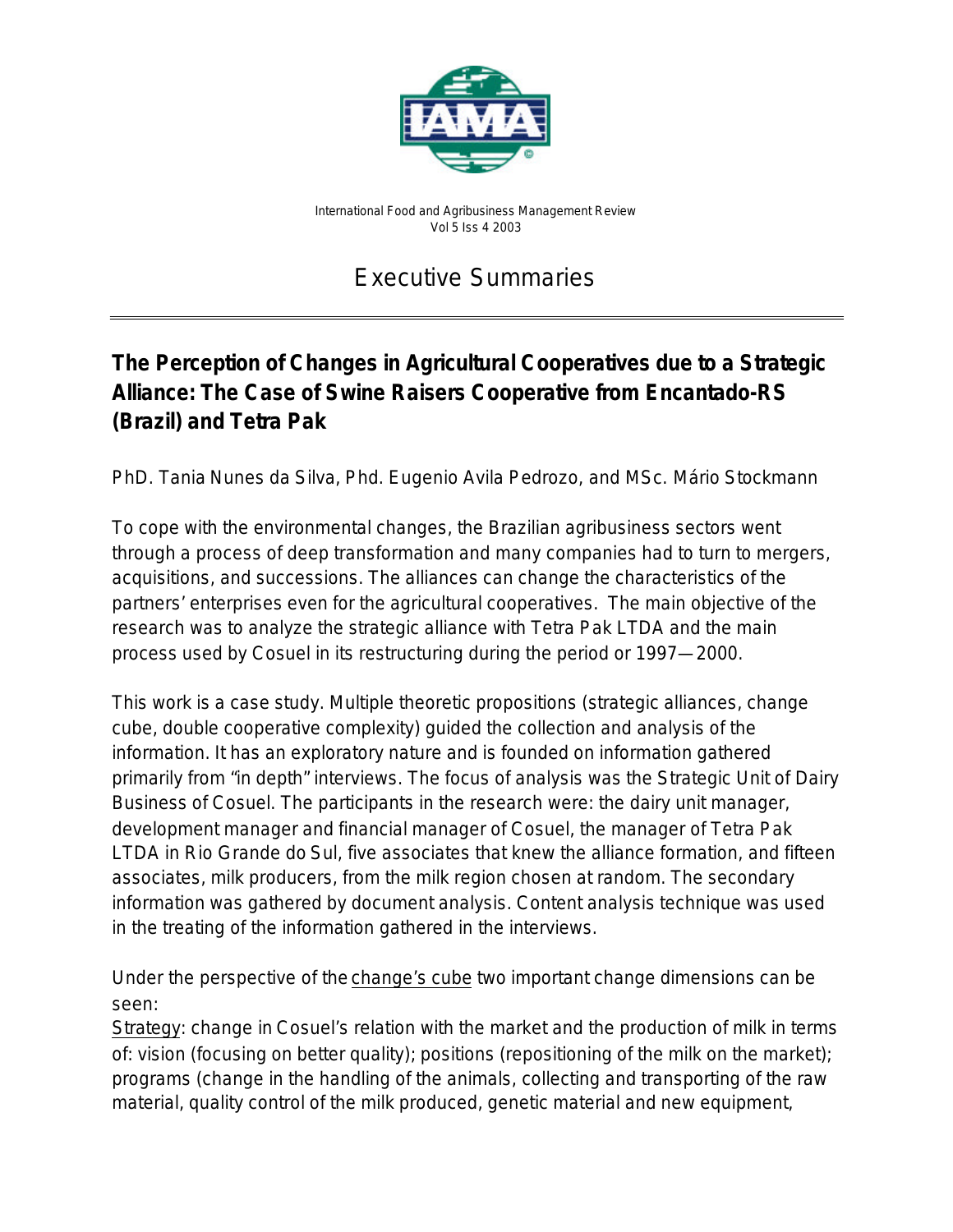International Food and Agribusiness Management Review
Vol 5 Iss 4 2003

# Executive Summaries

---

## The Perception of Changes in Agricultural Cooperatives due to a Strategic Alliance: The Case of Swine Raisers Cooperative from Encantado-RS (Brazil) and Tetra Pak

PhD. Tania Nunes da Silva, Phd. Eugenio Avila Pedrozo, and MSc. Mário Stockmann

To cope with the environmental changes, the Brazilian agribusiness sectors went through a process of deep transformation and many companies had to turn to mergers, acquisitions, and successions. The alliances can change the characteristics of the partners' enterprises even for the agricultural cooperatives. The main objective of the research was to analyze the strategic alliance with Tetra Pak LTDA and the main process used by Cosuel in its restructuring during the period or 1997—2000.

This work is a case study. Multiple theoretic propositions (strategic alliances, change cube, double cooperative complexity) guided the collection and analysis of the information. It has an exploratory nature and is founded on information gathered primarily from "in depth" interviews. The focus of analysis was the Strategic Unit of Dairy Business of Cosuel. The participants in the research were: the dairy unit manager, development manager and financial manager of Cosuel, the manager of Tetra Pak LTDA in Rio Grande do Sul, five associates that knew the alliance formation, and fifteen associates, milk producers, from the milk region chosen at random. The secondary information was gathered by document analysis. Content analysis technique was used in the treating of the information gathered in the interviews.

Under the perspective of the change's cube two important change dimensions can be seen:

Strategy: change in Cosuel's relation with the market and the production of milk in terms of: vision (focusing on better quality); positions (repositioning of the milk on the market); programs (change in the handling of the animals, collecting and transporting of the raw material, quality control of the milk produced, genetic material and new equipment,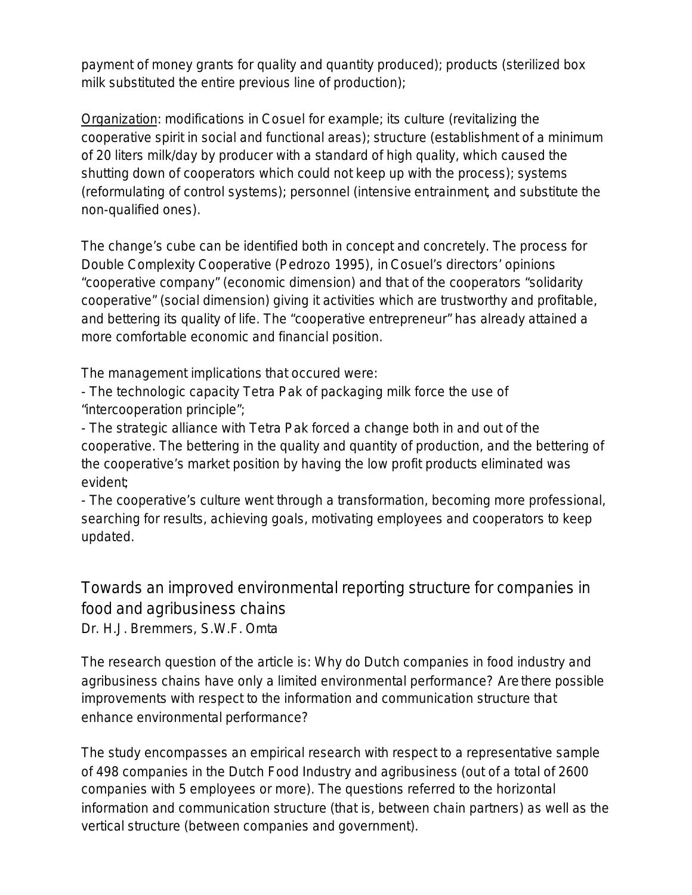payment of money grants for quality and quantity produced); products (sterilized box milk substituted the entire previous line of production);

<u>Organization</u>: modifications in Cosuel for example; its culture (revitalizing the cooperative spirit in social and functional areas); structure (establishment of a minimum of 20 liters milk/day by producer with a standard of high quality, which caused the shutting down of cooperators which could not keep up with the process); systems (reformulating of control systems); personnel (intensive entrainment, and substitute the non-qualified ones).

The change's cube can be identified both in concept and concretely. The process for Double Complexity Cooperative (Pedrozo 1995), in Cosuel's directors' opinions "cooperative company" (economic dimension) and that of the cooperators "solidarity cooperative" (social dimension) giving it activities which are trustworthy and profitable, and bettering its quality of life. The "cooperative entrepreneur" has already attained a more comfortable economic and financial position.

The management implications that occured were:

- The technologic capacity Tetra Pak of packaging milk force the use of "intercooperation principle";
- The strategic alliance with Tetra Pak forced a change both in and out of the cooperative. The bettering in the quality and quantity of production, and the bettering of the cooperative's market position by having the low profit products eliminated was evident;
- The cooperative's culture went through a transformation, becoming more professional, searching for results, achieving goals, motivating employees and cooperators to keep updated.

## Towards an improved environmental reporting structure for companies in food and agribusiness chains

Dr. H.J. Bremmers, S.W.F. Omta

The research question of the article is: Why do Dutch companies in food industry and agribusiness chains have only a limited environmental performance? Are there possible improvements with respect to the information and communication structure that enhance environmental performance?

The study encompasses an empirical research with respect to a representative sample of 498 companies in the Dutch Food Industry and agribusiness (out of a total of 2600 companies with 5 employees or more). The questions referred to the horizontal information and communication structure (that is, between chain partners) as well as the vertical structure (between companies and government).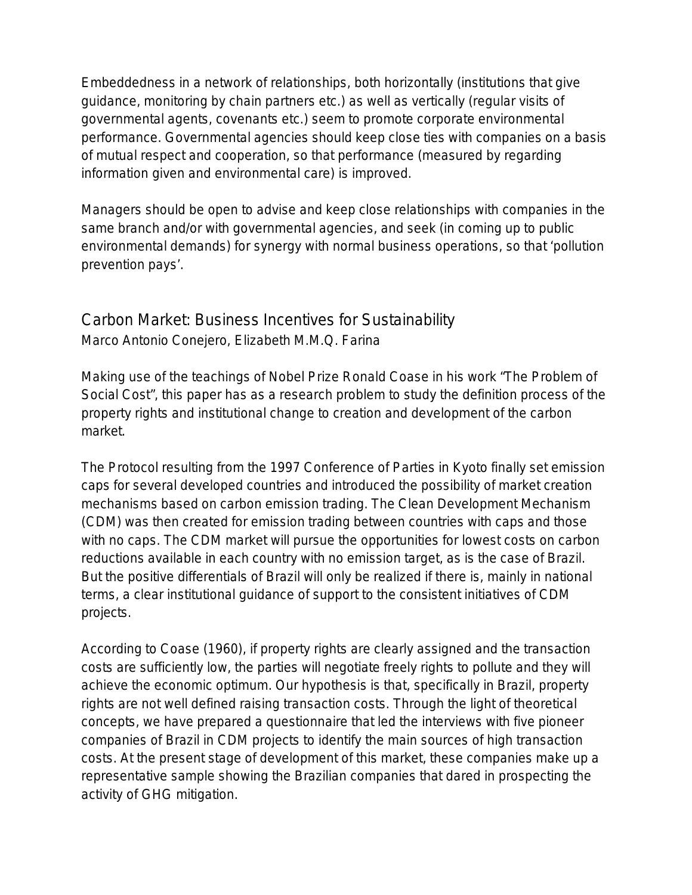Embeddedness in a network of relationships, both horizontally (institutions that give guidance, monitoring by chain partners etc.) as well as vertically (regular visits of governmental agents, covenants etc.) seem to promote corporate environmental performance. Governmental agencies should keep close ties with companies on a basis of mutual respect and cooperation, so that performance (measured by regarding information given and environmental care) is improved.

Managers should be open to advise and keep close relationships with companies in the same branch and/or with governmental agencies, and seek (in coming up to public environmental demands) for synergy with normal business operations, so that 'pollution prevention pays'.

## Carbon Market: Business Incentives for Sustainability

Marco Antonio Conejero, Elizabeth M.M.Q. Farina

Making use of the teachings of Nobel Prize Ronald Coase in his work "The Problem of Social Cost", this paper has as a research problem to study the definition process of the property rights and institutional change to creation and development of the carbon market.

The Protocol resulting from the 1997 Conference of Parties in Kyoto finally set emission caps for several developed countries and introduced the possibility of market creation mechanisms based on carbon emission trading. The Clean Development Mechanism (CDM) was then created for emission trading between countries with caps and those with no caps. The CDM market will pursue the opportunities for lowest costs on carbon reductions available in each country with no emission target, as is the case of Brazil. But the positive differentials of Brazil will only be realized if there is, mainly in national terms, a clear institutional guidance of support to the consistent initiatives of CDM projects.

According to Coase (1960), if property rights are clearly assigned and the transaction costs are sufficiently low, the parties will negotiate freely rights to pollute and they will achieve the economic optimum. Our hypothesis is that, specifically in Brazil, property rights are not well defined raising transaction costs. Through the light of theoretical concepts, we have prepared a questionnaire that led the interviews with five pioneer companies of Brazil in CDM projects to identify the main sources of high transaction costs. At the present stage of development of this market, these companies make up a representative sample showing the Brazilian companies that dared in prospecting the activity of GHG mitigation.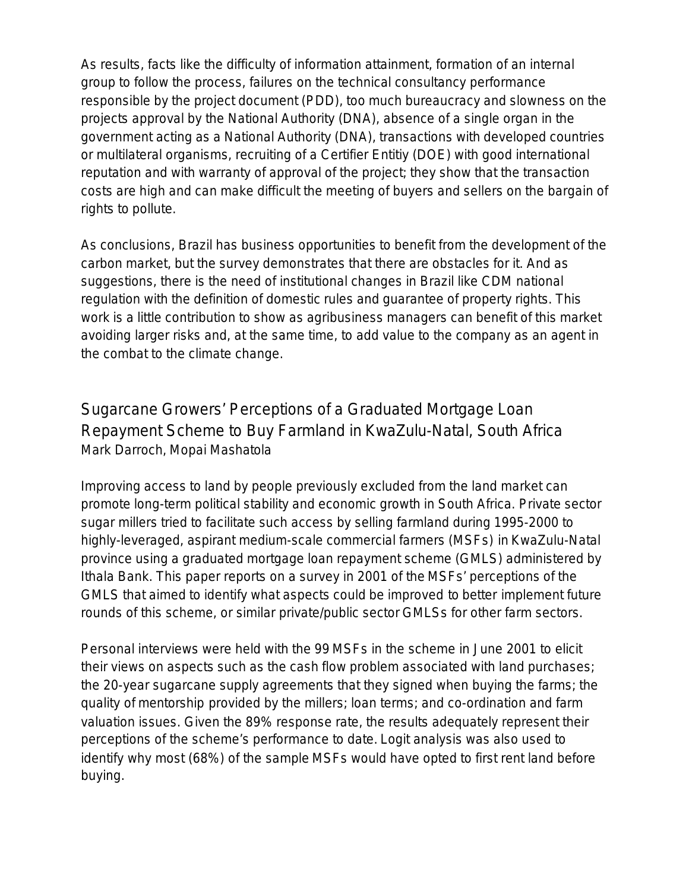As results, facts like the difficulty of information attainment, formation of an internal group to follow the process, failures on the technical consultancy performance responsible by the project document (PDD), too much bureaucracy and slowness on the projects approval by the National Authority (DNA), absence of a single organ in the government acting as a National Authority (DNA), transactions with developed countries or multilateral organisms, recruiting of a Certifier Entitiy (DOE) with good international reputation and with warranty of approval of the project; they show that the transaction costs are high and can make difficult the meeting of buyers and sellers on the bargain of rights to pollute.

As conclusions, Brazil has business opportunities to benefit from the development of the carbon market, but the survey demonstrates that there are obstacles for it. And as suggestions, there is the need of institutional changes in Brazil like CDM national regulation with the definition of domestic rules and guarantee of property rights. This work is a little contribution to show as agribusiness managers can benefit of this market avoiding larger risks and, at the same time, to add value to the company as an agent in the combat to the climate change.

## Sugarcane Growers' Perceptions of a Graduated Mortgage Loan Repayment Scheme to Buy Farmland in KwaZulu-Natal, South Africa

Mark Darroch, Mopai Mashatola

Improving access to land by people previously excluded from the land market can promote long-term political stability and economic growth in South Africa. Private sector sugar millers tried to facilitate such access by selling farmland during 1995-2000 to highly-leveraged, aspirant medium-scale commercial farmers (MSFs) in KwaZulu-Natal province using a graduated mortgage loan repayment scheme (GMLS) administered by Ithala Bank. This paper reports on a survey in 2001 of the MSFs' perceptions of the GMLS that aimed to identify what aspects could be improved to better implement future rounds of this scheme, or similar private/public sector GMLSs for other farm sectors.

Personal interviews were held with the 99 MSFs in the scheme in June 2001 to elicit their views on aspects such as the cash flow problem associated with land purchases; the 20-year sugarcane supply agreements that they signed when buying the farms; the quality of mentorship provided by the millers; loan terms; and co-ordination and farm valuation issues. Given the 89% response rate, the results adequately represent their perceptions of the scheme's performance to date. Logit analysis was also used to identify why most (68%) of the sample MSFs would have opted to first rent land before buying.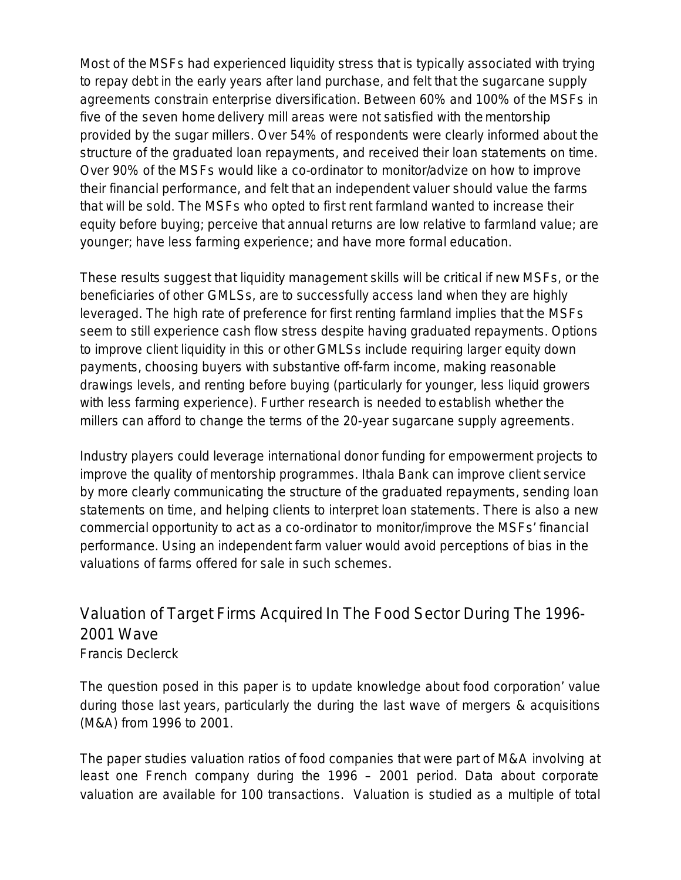Most of the MSFs had experienced liquidity stress that is typically associated with trying to repay debt in the early years after land purchase, and felt that the sugarcane supply agreements constrain enterprise diversification. Between 60% and 100% of the MSFs in five of the seven home delivery mill areas were not satisfied with the mentorship provided by the sugar millers. Over 54% of respondents were clearly informed about the structure of the graduated loan repayments, and received their loan statements on time. Over 90% of the MSFs would like a co-ordinator to monitor/advize on how to improve their financial performance, and felt that an independent valuer should value the farms that will be sold. The MSFs who opted to first rent farmland wanted to increase their equity before buying; perceive that annual returns are low relative to farmland value; are younger; have less farming experience; and have more formal education.

These results suggest that liquidity management skills will be critical if new MSFs, or the beneficiaries of other GMLSs, are to successfully access land when they are highly leveraged. The high rate of preference for first renting farmland implies that the MSFs seem to still experience cash flow stress despite having graduated repayments. Options to improve client liquidity in this or other GMLSs include requiring larger equity down payments, choosing buyers with substantive off-farm income, making reasonable drawings levels, and renting before buying (particularly for younger, less liquid growers with less farming experience). Further research is needed to establish whether the millers can afford to change the terms of the 20-year sugarcane supply agreements.

Industry players could leverage international donor funding for empowerment projects to improve the quality of mentorship programmes. Ithala Bank can improve client service by more clearly communicating the structure of the graduated repayments, sending loan statements on time, and helping clients to interpret loan statements. There is also a new commercial opportunity to act as a co-ordinator to monitor/improve the MSFs' financial performance. Using an independent farm valuer would avoid perceptions of bias in the valuations of farms offered for sale in such schemes.

## Valuation of Target Firms Acquired In The Food Sector During The 1996-2001 Wave

Francis Declerck

The question posed in this paper is to update knowledge about food corporation' value during those last years, particularly the during the last wave of mergers & acquisitions (M&A) from 1996 to 2001.

The paper studies valuation ratios of food companies that were part of M&A involving at least one French company during the 1996 – 2001 period. Data about corporate valuation are available for 100 transactions. Valuation is studied as a multiple of total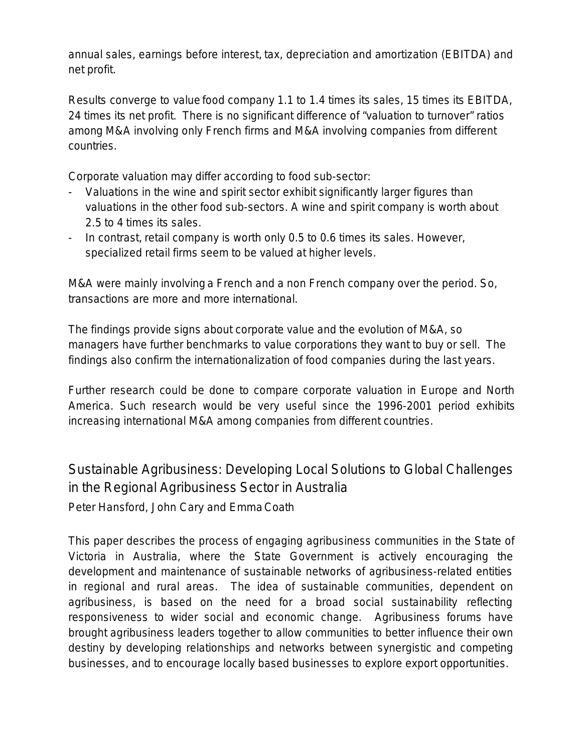annual sales, earnings before interest, tax, depreciation and amortization (EBITDA) and net profit.

Results converge to value food company 1.1 to 1.4 times its sales, 15 times its EBITDA, 24 times its net profit. There is no significant difference of "valuation to turnover" ratios among M&A involving only French firms and M&A involving companies from different countries.

Corporate valuation may differ according to food sub-sector:

- Valuations in the wine and spirit sector exhibit significantly larger figures than valuations in the other food sub-sectors. A wine and spirit company is worth about 2.5 to 4 times its sales.
- In contrast, retail company is worth only 0.5 to 0.6 times its sales. However, specialized retail firms seem to be valued at higher levels.

M&A were mainly involving a French and a non French company over the period. So, transactions are more and more international.

The findings provide signs about corporate value and the evolution of M&A, so managers have further benchmarks to value corporations they want to buy or sell. The findings also confirm the internationalization of food companies during the last years.

Further research could be done to compare corporate valuation in Europe and North America. Such research would be very useful since the 1996-2001 period exhibits increasing international M&A among companies from different countries.

## Sustainable Agribusiness: Developing Local Solutions to Global Challenges in the Regional Agribusiness Sector in Australia

Peter Hansford, John Cary and Emma Coath

This paper describes the process of engaging agribusiness communities in the State of Victoria in Australia, where the State Government is actively encouraging the development and maintenance of sustainable networks of agribusiness-related entities in regional and rural areas. The idea of sustainable communities, dependent on agribusiness, is based on the need for a broad social sustainability reflecting responsiveness to wider social and economic change. Agribusiness forums have brought agribusiness leaders together to allow communities to better influence their own destiny by developing relationships and networks between synergistic and competing businesses, and to encourage locally based businesses to explore export opportunities.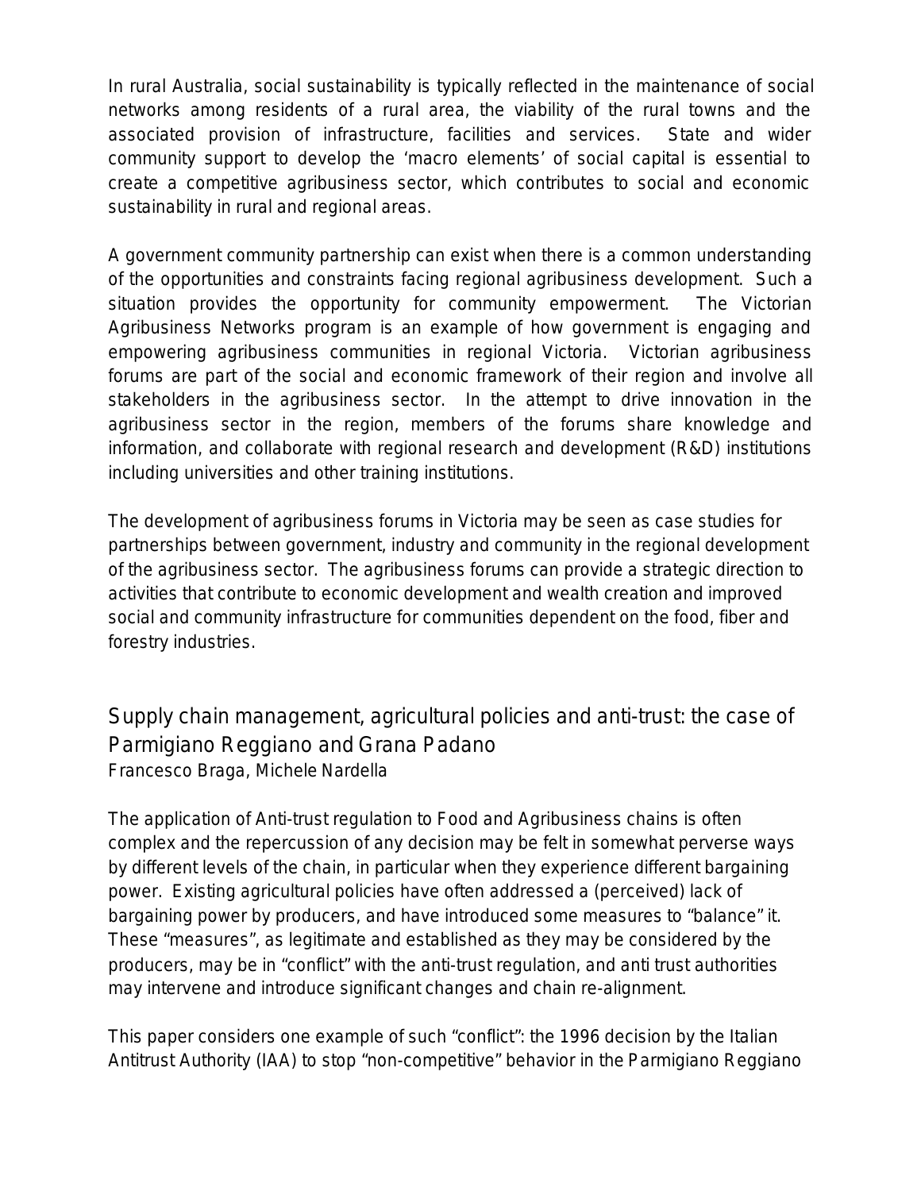In rural Australia, social sustainability is typically reflected in the maintenance of social networks among residents of a rural area, the viability of the rural towns and the associated provision of infrastructure, facilities and services. State and wider community support to develop the 'macro elements' of social capital is essential to create a competitive agribusiness sector, which contributes to social and economic sustainability in rural and regional areas.

A government community partnership can exist when there is a common understanding of the opportunities and constraints facing regional agribusiness development. Such a situation provides the opportunity for community empowerment. The Victorian Agribusiness Networks program is an example of how government is engaging and empowering agribusiness communities in regional Victoria. Victorian agribusiness forums are part of the social and economic framework of their region and involve all stakeholders in the agribusiness sector. In the attempt to drive innovation in the agribusiness sector in the region, members of the forums share knowledge and information, and collaborate with regional research and development (R&D) institutions including universities and other training institutions.

The development of agribusiness forums in Victoria may be seen as case studies for partnerships between government, industry and community in the regional development of the agribusiness sector. The agribusiness forums can provide a strategic direction to activities that contribute to economic development and wealth creation and improved social and community infrastructure for communities dependent on the food, fiber and forestry industries.

## Supply chain management, agricultural policies and anti-trust: the case of Parmigiano Reggiano and Grana Padano

Francesco Braga, Michele Nardella

The application of Anti-trust regulation to Food and Agribusiness chains is often complex and the repercussion of any decision may be felt in somewhat perverse ways by different levels of the chain, in particular when they experience different bargaining power. Existing agricultural policies have often addressed a (perceived) lack of bargaining power by producers, and have introduced some measures to "balance" it. These "measures", as legitimate and established as they may be considered by the producers, may be in "conflict" with the anti-trust regulation, and anti trust authorities may intervene and introduce significant changes and chain re-alignment.

This paper considers one example of such "conflict": the 1996 decision by the Italian Antitrust Authority (IAA) to stop "non-competitive" behavior in the Parmigiano Reggiano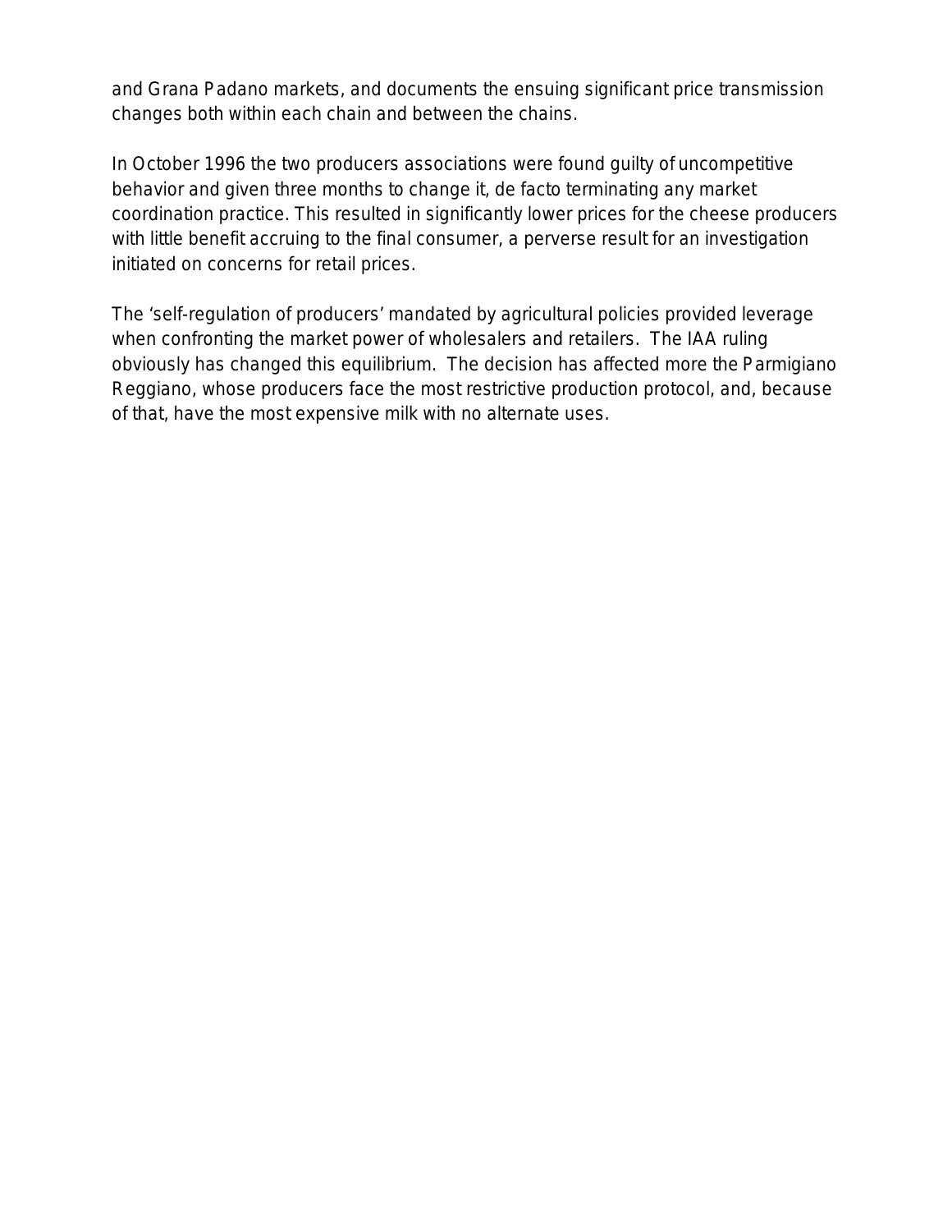and Grana Padano markets, and documents the ensuing significant price transmission changes both within each chain and between the chains.

In October 1996 the two producers associations were found guilty of uncompetitive behavior and given three months to change it, de facto terminating any market coordination practice. This resulted in significantly lower prices for the cheese producers with little benefit accruing to the final consumer, a perverse result for an investigation initiated on concerns for retail prices.

The 'self-regulation of producers' mandated by agricultural policies provided leverage when confronting the market power of wholesalers and retailers. The IAA ruling obviously has changed this equilibrium. The decision has affected more the Parmigiano Reggiano, whose producers face the most restrictive production protocol, and, because of that, have the most expensive milk with no alternate uses.